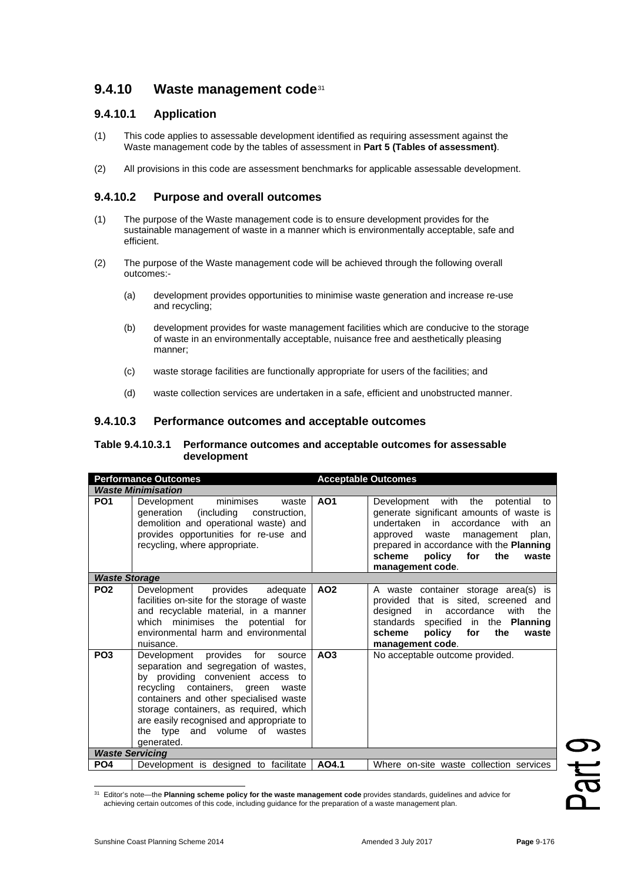## 9.4.10 Waste management code[31]

### 9.4.10.1 Application

(1) This code applies to assessable development identified as requiring assessment against the Waste management code by the tables of assessment in **Part 5 (Tables of assessment)**.

(2) All provisions in this code are assessment benchmarks for applicable assessable development.

### 9.4.10.2 Purpose and overall outcomes

(1) The purpose of the Waste management code is to ensure development provides for the sustainable management of waste in a manner which is environmentally acceptable, safe and efficient.

(2) The purpose of the Waste management code will be achieved through the following overall outcomes:-

(a) development provides opportunities to minimise waste generation and increase re-use and recycling;

(b) development provides for waste management facilities which are conducive to the storage of waste in an environmentally acceptable, nuisance free and aesthetically pleasing manner;

(c) waste storage facilities are functionally appropriate for users of the facilities; and

(d) waste collection services are undertaken in a safe, efficient and unobstructed manner.

### 9.4.10.3 Performance outcomes and acceptable outcomes

**Table 9.4.10.3.1 Performance outcomes and acceptable outcomes for assessable development**

| Performance Outcomes | | Acceptable Outcomes | |
|---|---|---|---|
| ***Waste Minimisation*** | | | |
| **PO1** | Development minimises waste generation (including construction, demolition and operational waste) and provides opportunities for re-use and recycling, where appropriate. | **AO1** | Development with the potential to generate significant amounts of waste is undertaken in accordance with an approved waste management plan, prepared in accordance with the **Planning scheme policy for the waste management code**. |
| ***Waste Storage*** | | | |
| **PO2** | Development provides adequate facilities on-site for the storage of waste and recyclable material, in a manner which minimises the potential for environmental harm and environmental nuisance. | **AO2** | A waste container storage area(s) is provided that is sited, screened and designed in accordance with the standards specified in the **Planning scheme policy for the waste management code**. |
| **PO3** | Development provides for source separation and segregation of wastes, by providing convenient access to recycling containers, green waste containers and other specialised waste storage containers, as required, which are easily recognised and appropriate to the type and volume of wastes generated. | **AO3** | No acceptable outcome provided. |
| ***Waste Servicing*** | | | |
| **PO4** | Development is designed to facilitate | **AO4.1** | Where on-site waste collection services |

[31] Editor's note—the **Planning scheme policy for the waste management code** provides standards, guidelines and advice for achieving certain outcomes of this code, including guidance for the preparation of a waste management plan.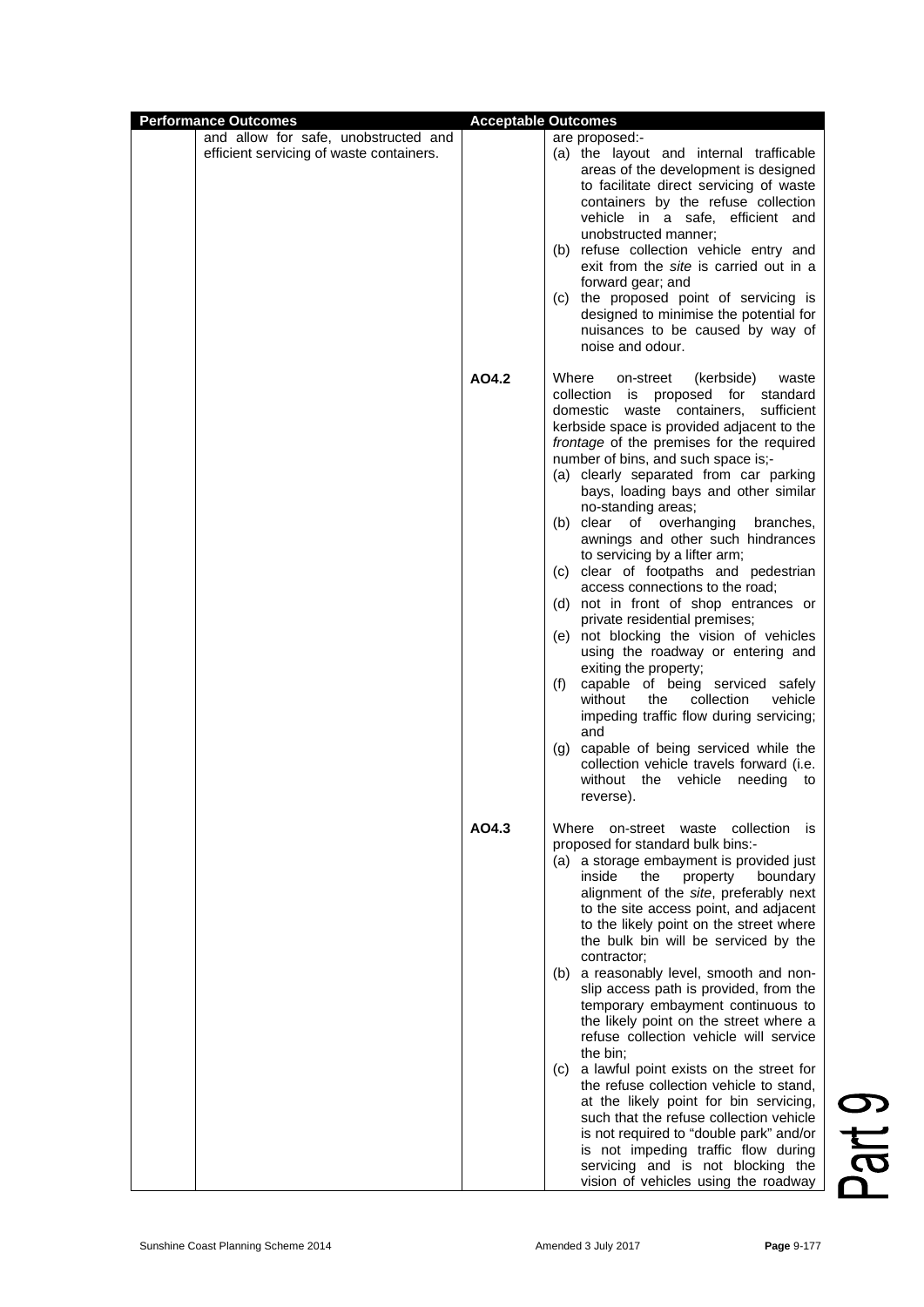| Performance Outcomes | | Acceptable Outcomes | |
|---|---|---|---|
| | and allow for safe, unobstructed and efficient servicing of waste containers. | | are proposed:-<br>(a) the layout and internal trafficable areas of the development is designed to facilitate direct servicing of waste containers by the refuse collection vehicle in a safe, efficient and unobstructed manner;<br>(b) refuse collection vehicle entry and exit from the *site* is carried out in a forward gear; and<br>(c) the proposed point of servicing is designed to minimise the potential for nuisances to be caused by way of noise and odour. |
| | | **AO4.2** | Where on-street (kerbside) waste collection is proposed for standard domestic waste containers, sufficient kerbside space is provided adjacent to the *frontage* of the premises for the required number of bins, and such space is;-<br>(a) clearly separated from car parking bays, loading bays and other similar no-standing areas;<br>(b) clear of overhanging branches, awnings and other such hindrances to servicing by a lifter arm;<br>(c) clear of footpaths and pedestrian access connections to the road;<br>(d) not in front of shop entrances or private residential premises;<br>(e) not blocking the vision of vehicles using the roadway or entering and exiting the property;<br>(f) capable of being serviced safely without the collection vehicle impeding traffic flow during servicing; and<br>(g) capable of being serviced while the collection vehicle travels forward (i.e. without the vehicle needing to reverse). |
| | | **AO4.3** | Where on-street waste collection is proposed for standard bulk bins:-<br>(a) a storage embayment is provided just inside the property boundary alignment of the *site*, preferably next to the site access point, and adjacent to the likely point on the street where the bulk bin will be serviced by the contractor;<br>(b) a reasonably level, smooth and non-slip access path is provided, from the temporary embayment continuous to the likely point on the street where a refuse collection vehicle will service the bin;<br>(c) a lawful point exists on the street for the refuse collection vehicle to stand, at the likely point for bin servicing, such that the refuse collection vehicle is not required to "double park" and/or is not impeding traffic flow during servicing and is not blocking the vision of vehicles using the roadway |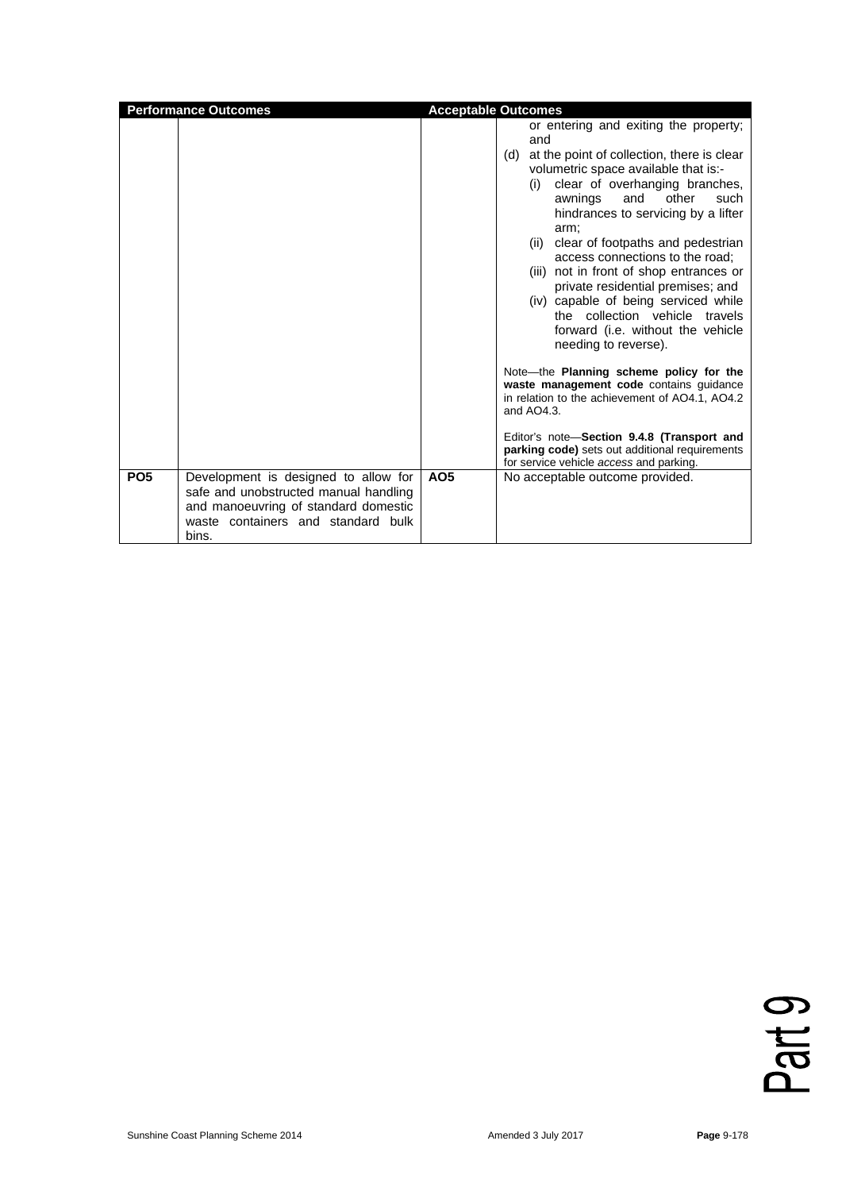| Performance Outcomes | | Acceptable Outcomes | |
|---|---|---|---|
| | | | or entering and exiting the property; and<br>(d) at the point of collection, there is clear volumetric space available that is:-<br>(i) clear of overhanging branches, awnings and other such hindrances to servicing by a lifter arm;<br>(ii) clear of footpaths and pedestrian access connections to the road;<br>(iii) not in front of shop entrances or private residential premises; and<br>(iv) capable of being serviced while the collection vehicle travels forward (i.e. without the vehicle needing to reverse).<br><br>Note—the **Planning scheme policy for the waste management code** contains guidance in relation to the achievement of AO4.1, AO4.2 and AO4.3.<br><br>Editor's note—**Section 9.4.8 (Transport and parking code)** sets out additional requirements for service vehicle *access* and parking. |
| **PO5** | Development is designed to allow for safe and unobstructed manual handling and manoeuvring of standard domestic waste containers and standard bulk bins. | **AO5** | No acceptable outcome provided. |